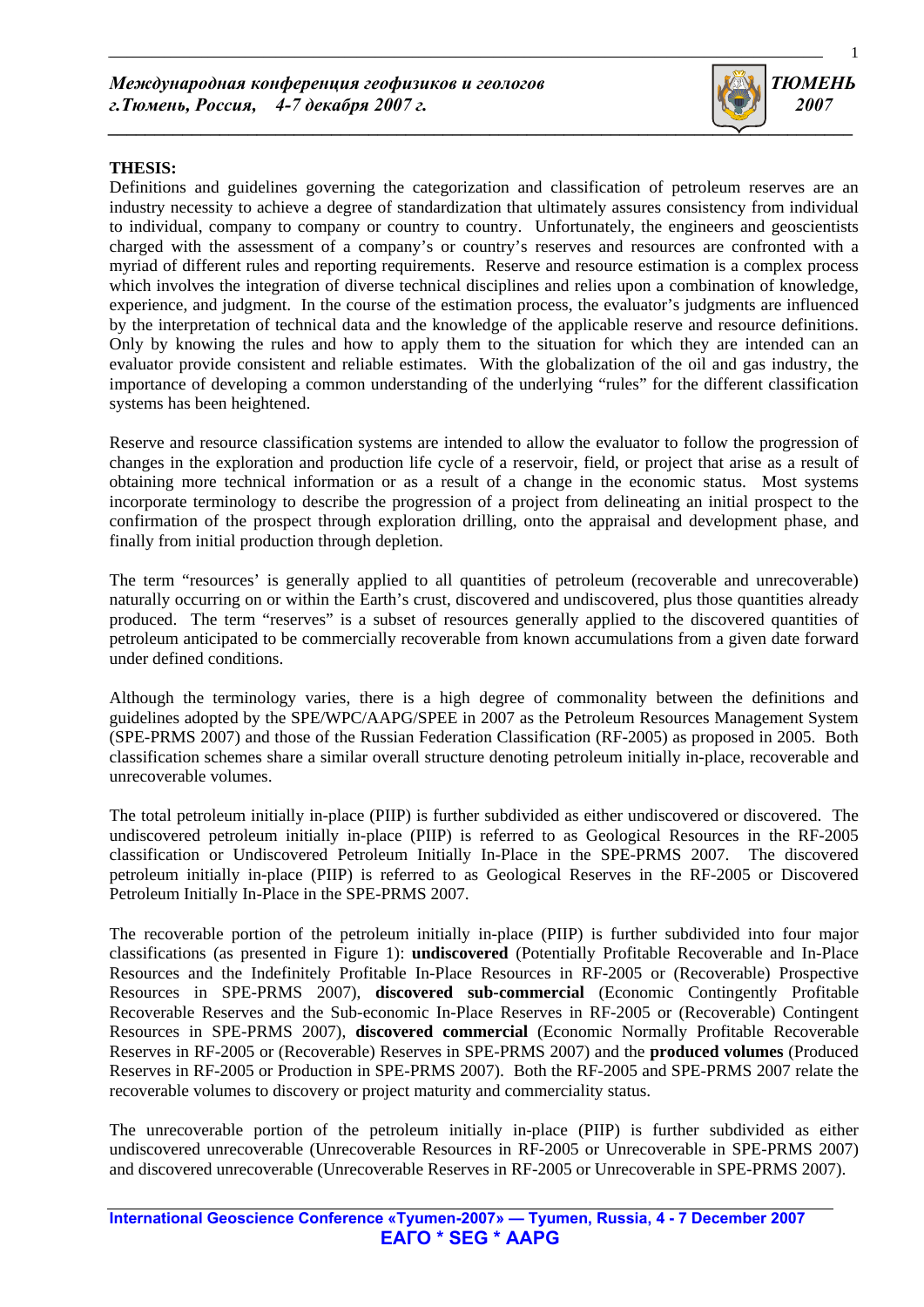**THESIS:**

Definitions and guidelines governing the categorization and classification of petroleum reserves are an industry necessity to achieve a degree of standardization that ultimately assures consistency from individual to individual, company to company or country to country. Unfortunately, the engineers and geoscientists charged with the assessment of a company's or country's reserves and resources are confronted with a myriad of different rules and reporting requirements. Reserve and resource estimation is a complex process which involves the integration of diverse technical disciplines and relies upon a combination of knowledge, experience, and judgment. In the course of the estimation process, the evaluator's judgments are influenced by the interpretation of technical data and the knowledge of the applicable reserve and resource definitions. Only by knowing the rules and how to apply them to the situation for which they are intended can an evaluator provide consistent and reliable estimates. With the globalization of the oil and gas industry, the importance of developing a common understanding of the underlying "rules" for the different classification systems has been heightened.

Reserve and resource classification systems are intended to allow the evaluator to follow the progression of changes in the exploration and production life cycle of a reservoir, field, or project that arise as a result of obtaining more technical information or as a result of a change in the economic status. Most systems incorporate terminology to describe the progression of a project from delineating an initial prospect to the confirmation of the prospect through exploration drilling, onto the appraisal and development phase, and finally from initial production through depletion.

The term "resources' is generally applied to all quantities of petroleum (recoverable and unrecoverable) naturally occurring on or within the Earth's crust, discovered and undiscovered, plus those quantities already produced. The term "reserves" is a subset of resources generally applied to the discovered quantities of petroleum anticipated to be commercially recoverable from known accumulations from a given date forward under defined conditions.

Although the terminology varies, there is a high degree of commonality between the definitions and guidelines adopted by the SPE/WPC/AAPG/SPEE in 2007 as the Petroleum Resources Management System (SPE-PRMS 2007) and those of the Russian Federation Classification (RF-2005) as proposed in 2005. Both classification schemes share a similar overall structure denoting petroleum initially in-place, recoverable and unrecoverable volumes.

The total petroleum initially in-place (PIIP) is further subdivided as either undiscovered or discovered. The undiscovered petroleum initially in-place (PIIP) is referred to as Geological Resources in the RF-2005 classification or Undiscovered Petroleum Initially In-Place in the SPE-PRMS 2007. The discovered petroleum initially in-place (PIIP) is referred to as Geological Reserves in the RF-2005 or Discovered Petroleum Initially In-Place in the SPE-PRMS 2007.

The recoverable portion of the petroleum initially in-place (PIIP) is further subdivided into four major classifications (as presented in Figure 1): **undiscovered** (Potentially Profitable Recoverable and In-Place Resources and the Indefinitely Profitable In-Place Resources in RF-2005 or (Recoverable) Prospective Resources in SPE-PRMS 2007), **discovered sub-commercial** (Economic Contingently Profitable Recoverable Reserves and the Sub-economic In-Place Reserves in RF-2005 or (Recoverable) Contingent Resources in SPE-PRMS 2007), **discovered commercial** (Economic Normally Profitable Recoverable Reserves in RF-2005 or (Recoverable) Reserves in SPE-PRMS 2007) and the **produced volumes** (Produced Reserves in RF-2005 or Production in SPE-PRMS 2007). Both the RF-2005 and SPE-PRMS 2007 relate the recoverable volumes to discovery or project maturity and commerciality status.

The unrecoverable portion of the petroleum initially in-place (PIIP) is further subdivided as either undiscovered unrecoverable (Unrecoverable Resources in RF-2005 or Unrecoverable in SPE-PRMS 2007) and discovered unrecoverable (Unrecoverable Reserves in RF-2005 or Unrecoverable in SPE-PRMS 2007).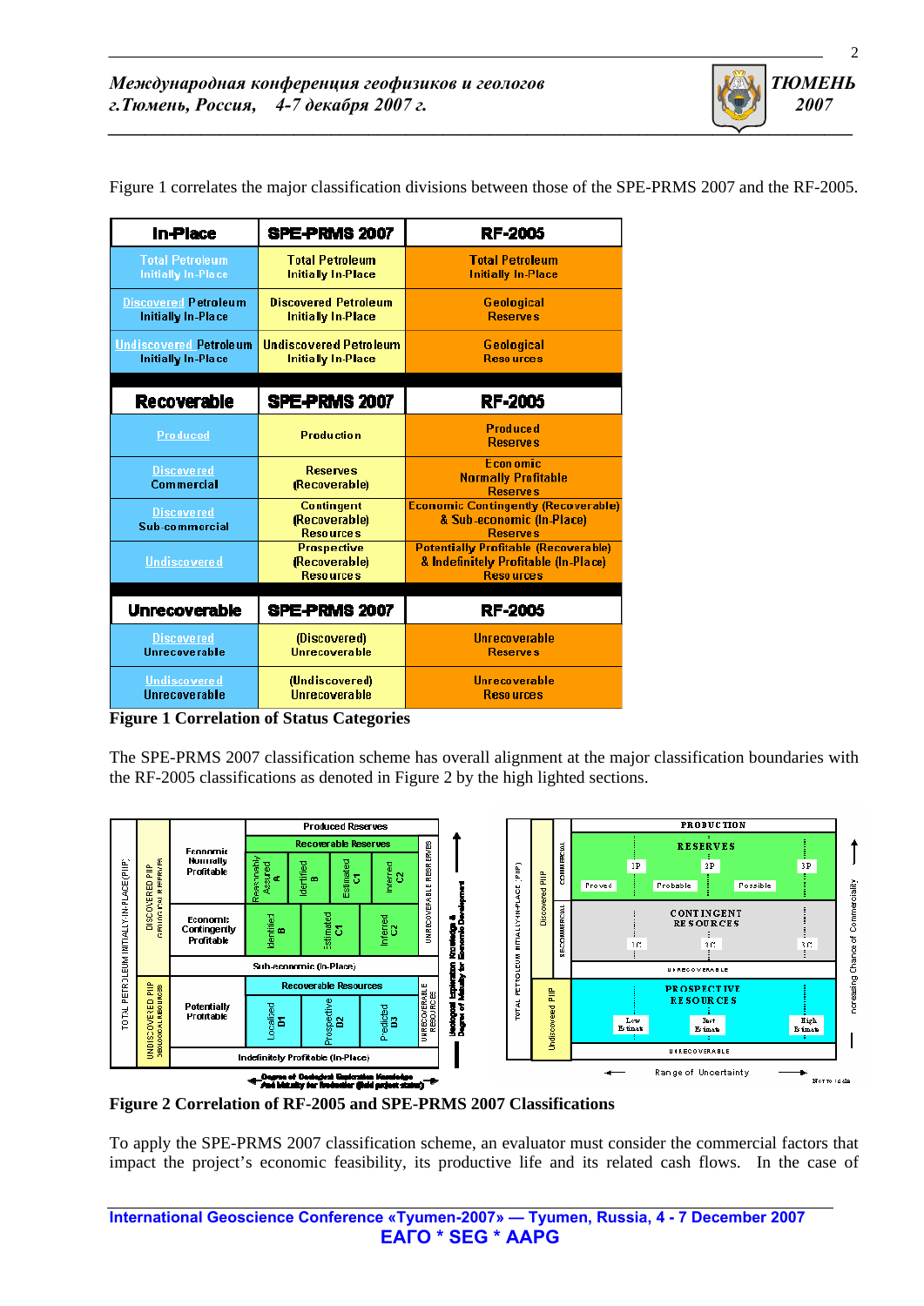Figure 1 correlates the major classification divisions between those of the SPE-PRMS 2007 and the RF-2005.

| In-Place | SPE-PRMS 2007 | RF-2005 |
|---|---|---|
| Total Petroleum Initially In-Place | Total Petroleum Initially In-Place | Total Petroleum Initially In-Place |
| Discovered Petroleum Initially In-Place | Discovered Petroleum Initially In-Place | Geological Reserves |
| Undiscovered Petroleum Initially In-Place | Undiscovered Petroleum Initially In-Place | Geological Resources |
| **Recoverable** | **SPE-PRMS 2007** | **RF-2005** |
| Produced | Production | Produced Reserves |
| Discovered Commercial | Reserves (Recoverable) | Economic Normally Profitable Reserves |
| Discovered Sub-commercial | Contingent (Recoverable) Resources | Economic Contingently (Recoverable) & Sub-economic (In-Place) Reserves |
| Undiscovered | Prospective (Recoverable) Resources | Potentially Profitable (Recoverable) & Indefinitely Profitable (In-Place) Resources |
| **Unrecoverable** | **SPE-PRMS 2007** | **RF-2005** |
| Discovered Unrecoverable | (Discovered) Unrecoverable | Unrecoverable Reserves |
| Undiscovered Unrecoverable | (Undiscovered) Unrecoverable | Unrecoverable Resources |

**Figure 1 Correlation of Status Categories**

The SPE-PRMS 2007 classification scheme has overall alignment at the major classification boundaries with the RF-2005 classifications as denoted in Figure 2 by the high lighted sections.

**Figure 2 Correlation of RF-2005 and SPE-PRMS 2007 Classifications**

To apply the SPE-PRMS 2007 classification scheme, an evaluator must consider the commercial factors that impact the project's economic feasibility, its productive life and its related cash flows. In the case of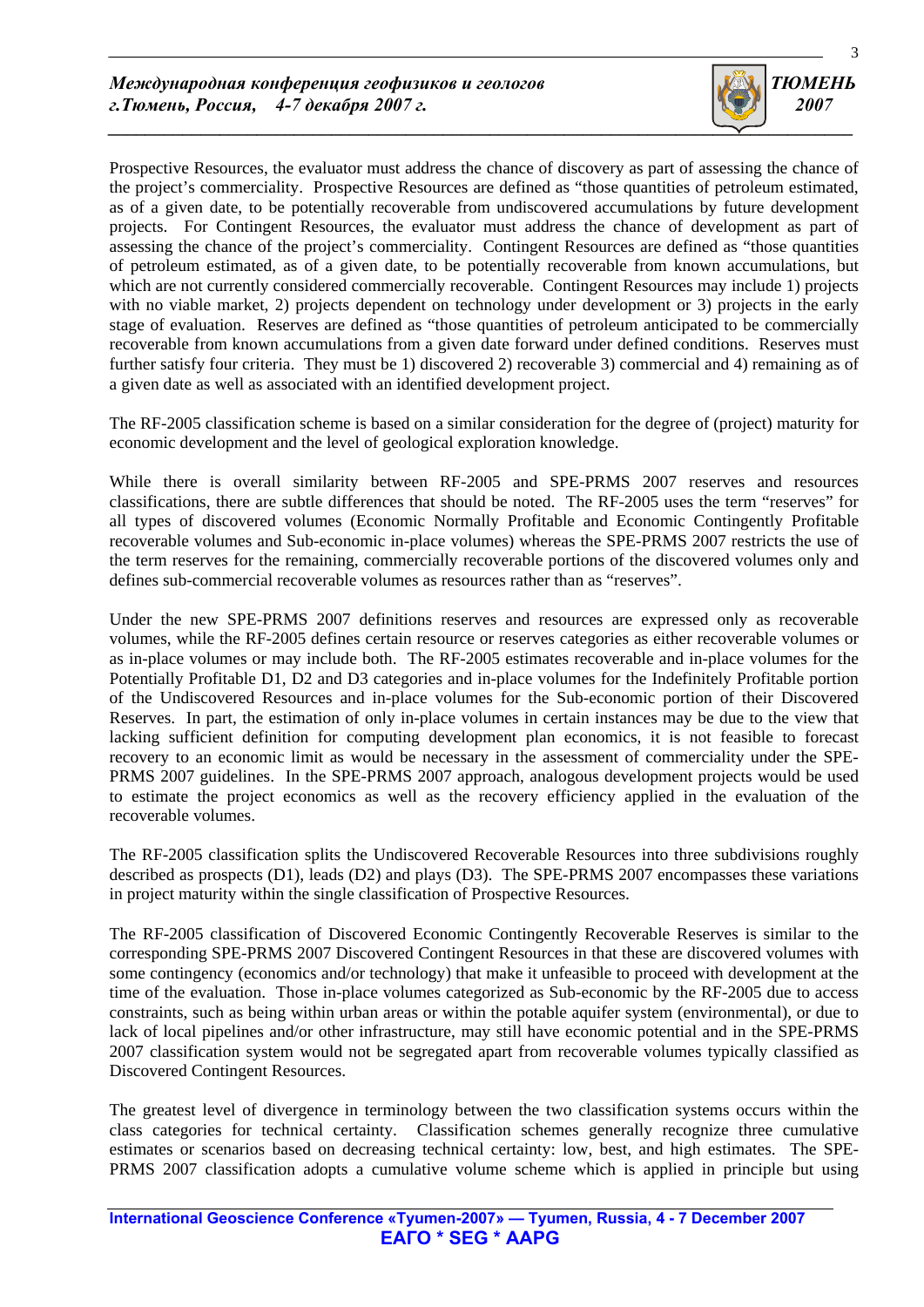Prospective Resources, the evaluator must address the chance of discovery as part of assessing the chance of the project's commerciality. Prospective Resources are defined as "those quantities of petroleum estimated, as of a given date, to be potentially recoverable from undiscovered accumulations by future development projects. For Contingent Resources, the evaluator must address the chance of development as part of assessing the chance of the project's commerciality. Contingent Resources are defined as "those quantities of petroleum estimated, as of a given date, to be potentially recoverable from known accumulations, but which are not currently considered commercially recoverable. Contingent Resources may include 1) projects with no viable market, 2) projects dependent on technology under development or 3) projects in the early stage of evaluation. Reserves are defined as "those quantities of petroleum anticipated to be commercially recoverable from known accumulations from a given date forward under defined conditions. Reserves must further satisfy four criteria. They must be 1) discovered 2) recoverable 3) commercial and 4) remaining as of a given date as well as associated with an identified development project.

The RF-2005 classification scheme is based on a similar consideration for the degree of (project) maturity for economic development and the level of geological exploration knowledge.

While there is overall similarity between RF-2005 and SPE-PRMS 2007 reserves and resources classifications, there are subtle differences that should be noted. The RF-2005 uses the term "reserves" for all types of discovered volumes (Economic Normally Profitable and Economic Contingently Profitable recoverable volumes and Sub-economic in-place volumes) whereas the SPE-PRMS 2007 restricts the use of the term reserves for the remaining, commercially recoverable portions of the discovered volumes only and defines sub-commercial recoverable volumes as resources rather than as "reserves".

Under the new SPE-PRMS 2007 definitions reserves and resources are expressed only as recoverable volumes, while the RF-2005 defines certain resource or reserves categories as either recoverable volumes or as in-place volumes or may include both. The RF-2005 estimates recoverable and in-place volumes for the Potentially Profitable D1, D2 and D3 categories and in-place volumes for the Indefinitely Profitable portion of the Undiscovered Resources and in-place volumes for the Sub-economic portion of their Discovered Reserves. In part, the estimation of only in-place volumes in certain instances may be due to the view that lacking sufficient definition for computing development plan economics, it is not feasible to forecast recovery to an economic limit as would be necessary in the assessment of commerciality under the SPE-PRMS 2007 guidelines. In the SPE-PRMS 2007 approach, analogous development projects would be used to estimate the project economics as well as the recovery efficiency applied in the evaluation of the recoverable volumes.

The RF-2005 classification splits the Undiscovered Recoverable Resources into three subdivisions roughly described as prospects (D1), leads (D2) and plays (D3). The SPE-PRMS 2007 encompasses these variations in project maturity within the single classification of Prospective Resources.

The RF-2005 classification of Discovered Economic Contingently Recoverable Reserves is similar to the corresponding SPE-PRMS 2007 Discovered Contingent Resources in that these are discovered volumes with some contingency (economics and/or technology) that make it unfeasible to proceed with development at the time of the evaluation. Those in-place volumes categorized as Sub-economic by the RF-2005 due to access constraints, such as being within urban areas or within the potable aquifer system (environmental), or due to lack of local pipelines and/or other infrastructure, may still have economic potential and in the SPE-PRMS 2007 classification system would not be segregated apart from recoverable volumes typically classified as Discovered Contingent Resources.

The greatest level of divergence in terminology between the two classification systems occurs within the class categories for technical certainty. Classification schemes generally recognize three cumulative estimates or scenarios based on decreasing technical certainty: low, best, and high estimates. The SPE-PRMS 2007 classification adopts a cumulative volume scheme which is applied in principle but using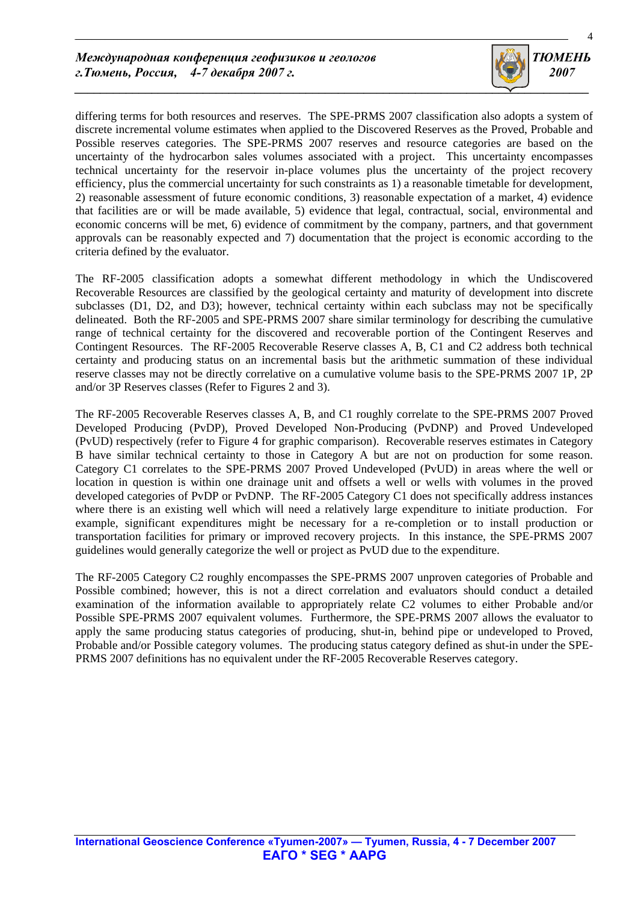differing terms for both resources and reserves. The SPE-PRMS 2007 classification also adopts a system of discrete incremental volume estimates when applied to the Discovered Reserves as the Proved, Probable and Possible reserves categories. The SPE-PRMS 2007 reserves and resource categories are based on the uncertainty of the hydrocarbon sales volumes associated with a project. This uncertainty encompasses technical uncertainty for the reservoir in-place volumes plus the uncertainty of the project recovery efficiency, plus the commercial uncertainty for such constraints as 1) a reasonable timetable for development, 2) reasonable assessment of future economic conditions, 3) reasonable expectation of a market, 4) evidence that facilities are or will be made available, 5) evidence that legal, contractual, social, environmental and economic concerns will be met, 6) evidence of commitment by the company, partners, and that government approvals can be reasonably expected and 7) documentation that the project is economic according to the criteria defined by the evaluator.

The RF-2005 classification adopts a somewhat different methodology in which the Undiscovered Recoverable Resources are classified by the geological certainty and maturity of development into discrete subclasses (D1, D2, and D3); however, technical certainty within each subclass may not be specifically delineated. Both the RF-2005 and SPE-PRMS 2007 share similar terminology for describing the cumulative range of technical certainty for the discovered and recoverable portion of the Contingent Reserves and Contingent Resources. The RF-2005 Recoverable Reserve classes A, B, C1 and C2 address both technical certainty and producing status on an incremental basis but the arithmetic summation of these individual reserve classes may not be directly correlative on a cumulative volume basis to the SPE-PRMS 2007 1P, 2P and/or 3P Reserves classes (Refer to Figures 2 and 3).

The RF-2005 Recoverable Reserves classes A, B, and C1 roughly correlate to the SPE-PRMS 2007 Proved Developed Producing (PvDP), Proved Developed Non-Producing (PvDNP) and Proved Undeveloped (PvUD) respectively (refer to Figure 4 for graphic comparison). Recoverable reserves estimates in Category B have similar technical certainty to those in Category A but are not on production for some reason. Category C1 correlates to the SPE-PRMS 2007 Proved Undeveloped (PvUD) in areas where the well or location in question is within one drainage unit and offsets a well or wells with volumes in the proved developed categories of PvDP or PvDNP. The RF-2005 Category C1 does not specifically address instances where there is an existing well which will need a relatively large expenditure to initiate production. For example, significant expenditures might be necessary for a re-completion or to install production or transportation facilities for primary or improved recovery projects. In this instance, the SPE-PRMS 2007 guidelines would generally categorize the well or project as PvUD due to the expenditure.

The RF-2005 Category C2 roughly encompasses the SPE-PRMS 2007 unproven categories of Probable and Possible combined; however, this is not a direct correlation and evaluators should conduct a detailed examination of the information available to appropriately relate C2 volumes to either Probable and/or Possible SPE-PRMS 2007 equivalent volumes. Furthermore, the SPE-PRMS 2007 allows the evaluator to apply the same producing status categories of producing, shut-in, behind pipe or undeveloped to Proved, Probable and/or Possible category volumes. The producing status category defined as shut-in under the SPE-PRMS 2007 definitions has no equivalent under the RF-2005 Recoverable Reserves category.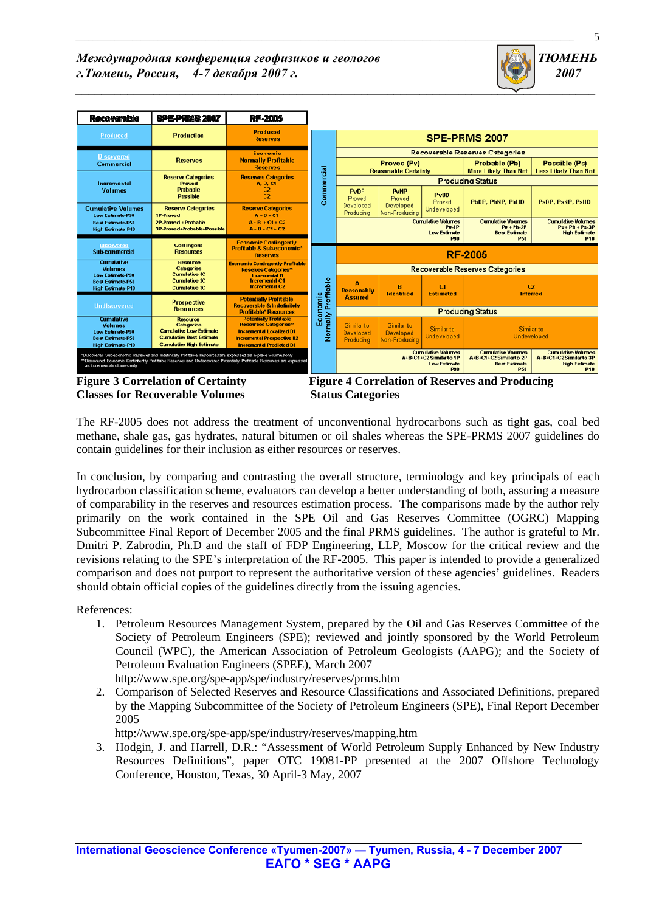| Recoverable | SPE-PRMS 2007 | RF-2005 |
|---|---|---|
| Produced | Production | Produced Reserves |
| Discovered Commercial | Reserves | Economic Normally Profitable Reserves |
| Incremental Volumes | Reserve Categories Proved Probable Possible | Reserves Categories A, B, C1 C2 C2 |
| Cumulative Volumes Low Estimate-P90 Best Estimate-P50 High Estimate-P10 | Reserve Categories 1P-Proved 2P-Proved+Probable 3P-Proved+Probable+Possible | Reserve Categories A+B+C1 A+B+C1+C2 A+B+C1+C2 |
| Discovered Sub-commercial | Contingent Resources | Economic Contingently Profitable & Sub-economic* Reserves |
| Cumulative Volumes Low Estimate-P90 Best Estimate-P50 High Estimate-P10 | Resource Categories Cumulative 1C Cumulative 2C Cumulative 3C | Economic Contingently Profitable Reserves Categories** Incremental B Incremental C1 Incremental C2 |
| Undiscovered | Prospective Resources | Potentially Profitable Recoverable & Indefinitely Profitable* Resources |
| Cumulative Volumes Low Estimate-P90 Best Estimate-P50 High Estimate-P10 | Resource Categories Cumulative Low Estimate Cumulative Best Estimate Cumulative High Estimate | Potentially Profitable Resource Categories** Incremental Localized D1 Incremental Prospective D2 Incremental Predicted D3 |

*Discovered Subeconomic Reserves and Indefinitely Profitable Resources are expressed as in-place volumes only
**Discovered Economic Contingently Profitable Reserves and Undiscovered Potentially Profitable Resources are expressed as incremental volumes only

**Figure 3 Correlation of Certainty Classes for Recoverable Volumes**

| | SPE-PRMS 2007 | | | | |
|---|---|---|---|---|---|
| Commercial | Recoverable Reserves Categories | | | | |
| | Proved (Pv) Reasonable Certainty | | | Probable (Pb) More Likely Than Not | Possible (Ps) Less Likely Than Not |
| | Producing Status | | | | |
| | PvDP Proved Developed Producing | PvNP Proved Developed Non-Producing | PvUD Proved Undeveloped | PbDP, PbNP, PbUD | PsDP, PsNP, PsUD |
| | Cumulative Volumes Pv-1P Low Estimate P90 | | | Cumulative Volumes Pv+Pb-2P Best Estimate P50 | Cumulative Volumes Pv+Pb+Ps-3P High Estimate P10 |
| | RF-2005 | | | | |
| Economic Normally Profitable | Recoverable Reserves Categories | | | | |
| | A Reasonably Assured | B Identified | C1 Estimated | C2 Inferred | |
| | Producing Status | | | | |
| | Similar to Developed Producing | Similar to Developed Non-Producing | Similar to Undeveloped | Similar to Undeveloped | |
| | Cumulative Volumes A+B+C1+C2 Similar to 1P Low Estimate P90 | | | Cumulative Volumes A+B+C1+C2 Similar to 2P Best Estimate P50 | Cumulative Volumes A+B+C1+C2 Similar to 3P High Estimate P10 |

**Figure 4 Correlation of Reserves and Producing Status Categories**

The RF-2005 does not address the treatment of unconventional hydrocarbons such as tight gas, coal bed methane, shale gas, gas hydrates, natural bitumen or oil shales whereas the SPE-PRMS 2007 guidelines do contain guidelines for their inclusion as either resources or reserves.

In conclusion, by comparing and contrasting the overall structure, terminology and key principals of each hydrocarbon classification scheme, evaluators can develop a better understanding of both, assuring a measure of comparability in the reserves and resources estimation process. The comparisons made by the author rely primarily on the work contained in the SPE Oil and Gas Reserves Committee (OGRC) Mapping Subcommittee Final Report of December 2005 and the final PRMS guidelines. The author is grateful to Mr. Dmitri P. Zabrodin, Ph.D and the staff of FDP Engineering, LLP, Moscow for the critical review and the revisions relating to the SPE's interpretation of the RF-2005. This paper is intended to provide a generalized comparison and does not purport to represent the authoritative version of these agencies' guidelines. Readers should obtain official copies of the guidelines directly from the issuing agencies.

References:

1. Petroleum Resources Management System, prepared by the Oil and Gas Reserves Committee of the Society of Petroleum Engineers (SPE); reviewed and jointly sponsored by the World Petroleum Council (WPC), the American Association of Petroleum Geologists (AAPG); and the Society of Petroleum Evaluation Engineers (SPEE), March 2007
   http://www.spe.org/spe-app/spe/industry/reserves/prms.htm
2. Comparison of Selected Reserves and Resource Classifications and Associated Definitions, prepared by the Mapping Subcommittee of the Society of Petroleum Engineers (SPE), Final Report December 2005
   http://www.spe.org/spe-app/spe/industry/reserves/mapping.htm
3. Hodgin, J. and Harrell, D.R.: "Assessment of World Petroleum Supply Enhanced by New Industry Resources Definitions", paper OTC 19081-PP presented at the 2007 Offshore Technology Conference, Houston, Texas, 30 April-3 May, 2007